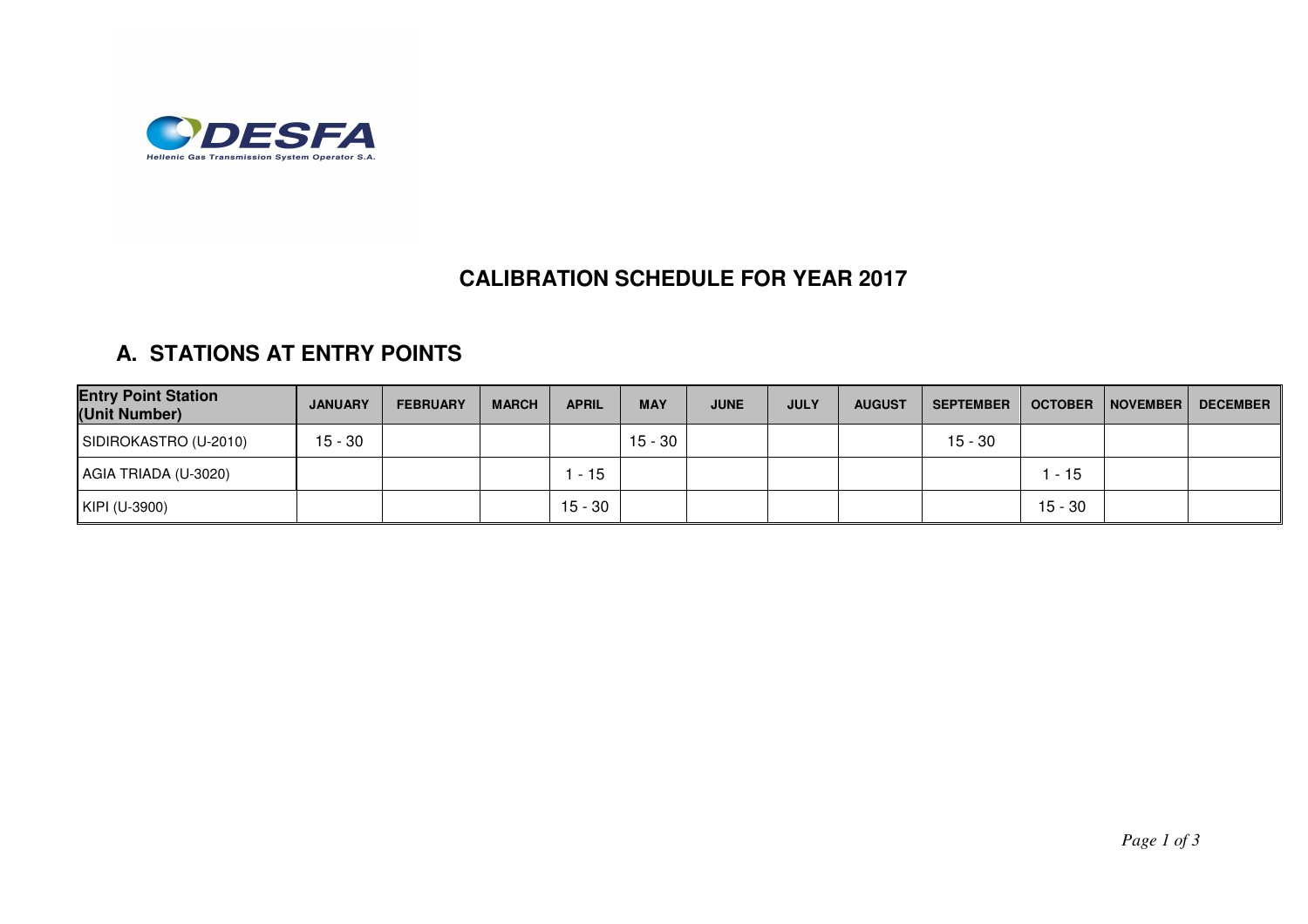DESFA

Hellenic Gas Transmission System Operator S.A.

# CALIBRATION SCHEDULE FOR YEAR 2017

## A. STATIONS AT ENTRY POINTS

| Entry Point Station (Unit Number) | JANUARY | FEBRUARY | MARCH | APRIL | MAY | JUNE | JULY | AUGUST | SEPTEMBER | OCTOBER | NOVEMBER | DECEMBER |
|---|---|---|---|---|---|---|---|---|---|---|---|---|
| SIDIROKASTRO (U-2010) | 15 - 30 | | | | 15 - 30 | | | | 15 - 30 | | | |
| AGIA TRIADA (U-3020) | | | | 1 - 15 | | | | | | 1 - 15 | | |
| KIPI (U-3900) | | | | 15 - 30 | | | | | | 15 - 30 | | |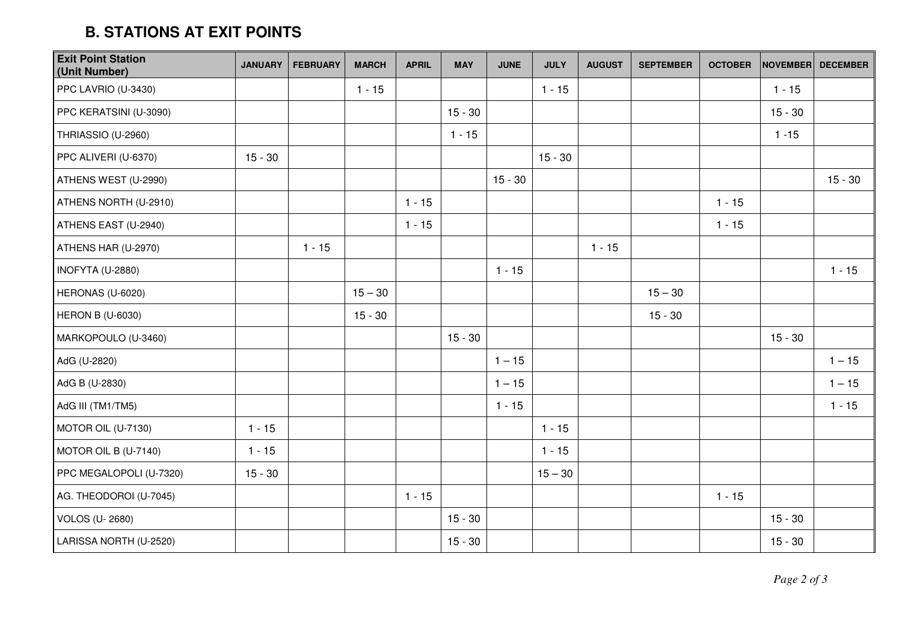## B. STATIONS AT EXIT POINTS

| Exit Point Station (Unit Number) | JANUARY | FEBRUARY | MARCH | APRIL | MAY | JUNE | JULY | AUGUST | SEPTEMBER | OCTOBER | NOVEMBER | DECEMBER |
|---|---|---|---|---|---|---|---|---|---|---|---|---|
| PPC LAVRIO (U-3430) | | | 1 - 15 | | | | 1 - 15 | | | | 1 - 15 | |
| PPC KERATSINI (U-3090) | | | | | 15 - 30 | | | | | | 15 - 30 | |
| THRIASSIO (U-2960) | | | | | 1 - 15 | | | | | | 1 -15 | |
| PPC ALIVERI (U-6370) | 15 - 30 | | | | | | 15 - 30 | | | | | |
| ATHENS WEST (U-2990) | | | | | | 15 - 30 | | | | | | 15 - 30 |
| ATHENS NORTH (U-2910) | | | | 1 - 15 | | | | | | 1 - 15 | | |
| ATHENS EAST (U-2940) | | | | 1 - 15 | | | | | | 1 - 15 | | |
| ATHENS HAR (U-2970) | | 1 - 15 | | | | | | 1 - 15 | | | | |
| INOFYTA (U-2880) | | | | | | 1 - 15 | | | | | | 1 - 15 |
| HERONAS (U-6020) | | | 15 – 30 | | | | | | 15 – 30 | | | |
| HERON B (U-6030) | | | 15 - 30 | | | | | | 15 - 30 | | | |
| MARKOPOULO (U-3460) | | | | | 15 - 30 | | | | | | 15 - 30 | |
| AdG (U-2820) | | | | | | 1 – 15 | | | | | | 1 – 15 |
| AdG B (U-2830) | | | | | | 1 – 15 | | | | | | 1 – 15 |
| AdG III (TM1/TM5) | | | | | | 1 - 15 | | | | | | 1 - 15 |
| MOTOR OIL (U-7130) | 1 - 15 | | | | | | 1 - 15 | | | | | |
| MOTOR OIL B (U-7140) | 1 - 15 | | | | | | 1 - 15 | | | | | |
| PPC MEGALOPOLI (U-7320) | 15 - 30 | | | | | | 15 – 30 | | | | | |
| AG. THEODOROI (U-7045) | | | | 1 - 15 | | | | | | 1 - 15 | | |
| VOLOS (U- 2680) | | | | | 15 - 30 | | | | | | 15 - 30 | |
| LARISSA NORTH (U-2520) | | | | | 15 - 30 | | | | | | 15 - 30 | |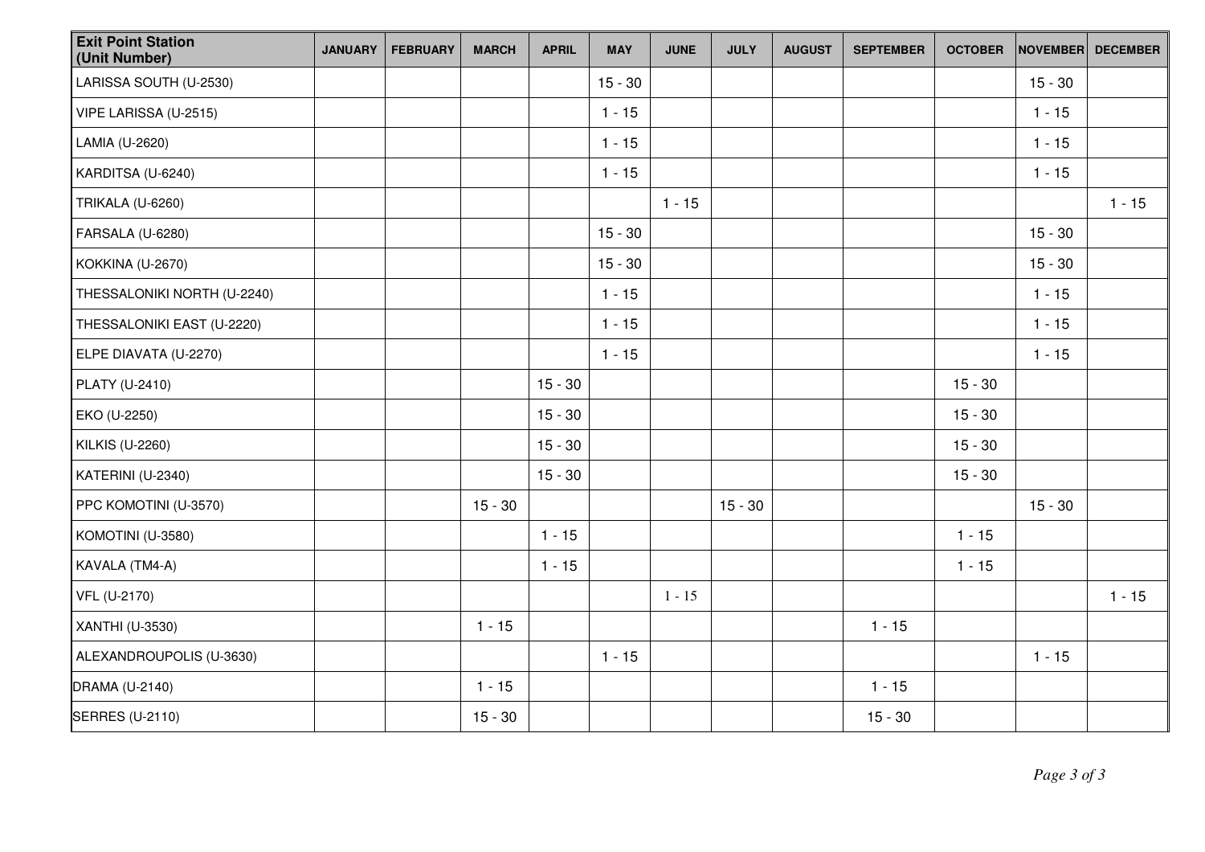| Exit Point Station (Unit Number) | JANUARY | FEBRUARY | MARCH | APRIL | MAY | JUNE | JULY | AUGUST | SEPTEMBER | OCTOBER | NOVEMBER | DECEMBER |
|---|---|---|---|---|---|---|---|---|---|---|---|---|
| LARISSA SOUTH (U-2530) | | | | | 15 - 30 | | | | | | 15 - 30 | |
| VIPE LARISSA (U-2515) | | | | | 1 - 15 | | | | | | 1 - 15 | |
| LAMIA (U-2620) | | | | | 1 - 15 | | | | | | 1 - 15 | |
| KARDITSA (U-6240) | | | | | 1 - 15 | | | | | | 1 - 15 | |
| TRIKALA (U-6260) | | | | | | 1 - 15 | | | | | | 1 - 15 |
| FARSALA (U-6280) | | | | | 15 - 30 | | | | | | 15 - 30 | |
| KOKKINA (U-2670) | | | | | 15 - 30 | | | | | | 15 - 30 | |
| THESSALONIKI NORTH (U-2240) | | | | | 1 - 15 | | | | | | 1 - 15 | |
| THESSALONIKI EAST (U-2220) | | | | | 1 - 15 | | | | | | 1 - 15 | |
| ELPE DIAVATA (U-2270) | | | | | 1 - 15 | | | | | | 1 - 15 | |
| PLATY (U-2410) | | | | 15 - 30 | | | | | | 15 - 30 | | |
| EKO (U-2250) | | | | 15 - 30 | | | | | | 15 - 30 | | |
| KILKIS (U-2260) | | | | 15 - 30 | | | | | | 15 - 30 | | |
| KATERINI (U-2340) | | | | 15 - 30 | | | | | | 15 - 30 | | |
| PPC KOMOTINI (U-3570) | | | 15 - 30 | | | | 15 - 30 | | | | 15 - 30 | |
| KOMOTINI (U-3580) | | | | 1 - 15 | | | | | | 1 - 15 | | |
| KAVALA (TM4-A) | | | | 1 - 15 | | | | | | 1 - 15 | | |
| VFL (U-2170) | | | | | | 1 - 15 | | | | | | 1 - 15 |
| XANTHI (U-3530) | | | 1 - 15 | | | | | | 1 - 15 | | | |
| ALEXANDROUPOLIS (U-3630) | | | | | 1 - 15 | | | | | | 1 - 15 | |
| DRAMA (U-2140) | | | 1 - 15 | | | | | | 1 - 15 | | | |
| SERRES (U-2110) | | | 15 - 30 | | | | | | 15 - 30 | | | |